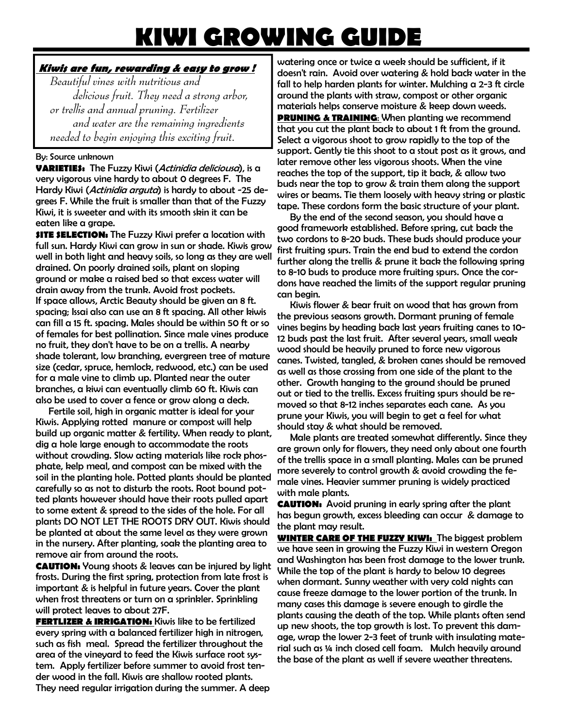# KIWI GROWING GUIDE

***Kiwis are fun, rewarding & easy to grow !***

*Beautiful vines with nutritious and delicious fruit. They need a strong arbor, or trellis and annual pruning. Fertilizer and water are the remaining ingredients needed to begin enjoying this exciting fruit.*

By: Source unknown

**VARIETIES:** The Fuzzy Kiwi (*Actinidia deliciousa*), is a very vigorous vine hardy to about 0 degrees F. The Hardy Kiwi (*Actinidia arguta*) is hardy to about -25 degrees F. While the fruit is smaller than that of the Fuzzy Kiwi, it is sweeter and with its smooth skin it can be eaten like a grape.

**SITE SELECTION:** The Fuzzy Kiwi prefer a location with full sun. Hardy Kiwi can grow in sun or shade. Kiwis grow well in both light and heavy soils, so long as they are well drained. On poorly drained soils, plant on sloping ground or make a raised bed so that excess water will drain away from the trunk. Avoid frost pockets.
If space allows, Arctic Beauty should be given an 8 ft. spacing; Issai also can use an 8 ft spacing. All other kiwis can fill a 15 ft. spacing. Males should be within 50 ft or so of females for best pollination. Since male vines produce no fruit, they don't have to be on a trellis. A nearby shade tolerant, low branching, evergreen tree of mature size (cedar, spruce, hemlock, redwood, etc.) can be used for a male vine to climb up. Planted near the outer branches, a kiwi can eventually climb 60 ft. Kiwis can also be used to cover a fence or grow along a deck.

Fertile soil, high in organic matter is ideal for your Kiwis. Applying rotted manure or compost will help build up organic matter & fertility. When ready to plant, dig a hole large enough to accommodate the roots without crowding. Slow acting materials like rock phosphate, kelp meal, and compost can be mixed with the soil in the planting hole. Potted plants should be planted carefully so as not to disturb the roots. Root bound potted plants however should have their roots pulled apart to some extent & spread to the sides of the hole. For all plants DO NOT LET THE ROOTS DRY OUT. Kiwis should be planted at about the same level as they were grown in the nursery. After planting, soak the planting area to remove air from around the roots.

**CAUTION:** Young shoots & leaves can be injured by light frosts. During the first spring, protection from late frost is important & is helpful in future years. Cover the plant when frost threatens or turn on a sprinkler. Sprinkling will protect leaves to about 27F.

**FERTLIZER & IRRIGATION:** Kiwis like to be fertilized every spring with a balanced fertilizer high in nitrogen, such as fish meal. Spread the fertilizer throughout the area of the vineyard to feed the Kiwis surface root system. Apply fertilizer before summer to avoid frost tender wood in the fall. Kiwis are shallow rooted plants. They need regular irrigation during the summer. A deep watering once or twice a week should be sufficient, if it doesn't rain. Avoid over watering & hold back water in the fall to help harden plants for winter. Mulching a 2-3 ft circle around the plants with straw, compost or other organic materials helps conserve moisture & keep down weeds.

**PRUNING & TRAINING**: When planting we recommend that you cut the plant back to about 1 ft from the ground. Select a vigorous shoot to grow rapidly to the top of the support. Gently tie this shoot to a stout post as it grows, and later remove other less vigorous shoots. When the vine reaches the top of the support, tip it back, & allow two buds near the top to grow & train them along the support wires or beams. Tie them loosely with heavy string or plastic tape. These cordons form the basic structure of your plant.

By the end of the second season, you should have a good framework established. Before spring, cut back the two cordons to 8-20 buds. These buds should produce your first fruiting spurs. Train the end bud to extend the cordon further along the trellis & prune it back the following spring to 8-10 buds to produce more fruiting spurs. Once the cordons have reached the limits of the support regular pruning can begin.

Kiwis flower & bear fruit on wood that has grown from the previous seasons growth. Dormant pruning of female vines begins by heading back last years fruiting canes to 10-12 buds past the last fruit. After several years, small weak wood should be heavily pruned to force new vigorous canes. Twisted, tangled, & broken canes should be removed as well as those crossing from one side of the plant to the other. Growth hanging to the ground should be pruned out or tied to the trellis. Excess fruiting spurs should be removed so that 8-12 inches separates each cane. As you prune your Kiwis, you will begin to get a feel for what should stay & what should be removed.

Male plants are treated somewhat differently. Since they are grown only for flowers, they need only about one fourth of the trellis space in a small planting. Males can be pruned more severely to control growth & avoid crowding the female vines. Heavier summer pruning is widely practiced with male plants.

**CAUTION:** Avoid pruning in early spring after the plant has begun growth, excess bleeding can occur & damage to the plant may result.

**WINTER CARE OF THE FUZZY KIWI:** The biggest problem we have seen in growing the Fuzzy Kiwi in western Oregon and Washington has been frost damage to the lower trunk. While the top of the plant is hardy to below 10 degrees when dormant. Sunny weather with very cold nights can cause freeze damage to the lower portion of the trunk. In many cases this damage is severe enough to girdle the plants causing the death of the top. While plants often send up new shoots, the top growth is lost. To prevent this damage, wrap the lower 2-3 feet of trunk with insulating material such as ¼ inch closed cell foam. Mulch heavily around the base of the plant as well if severe weather threatens.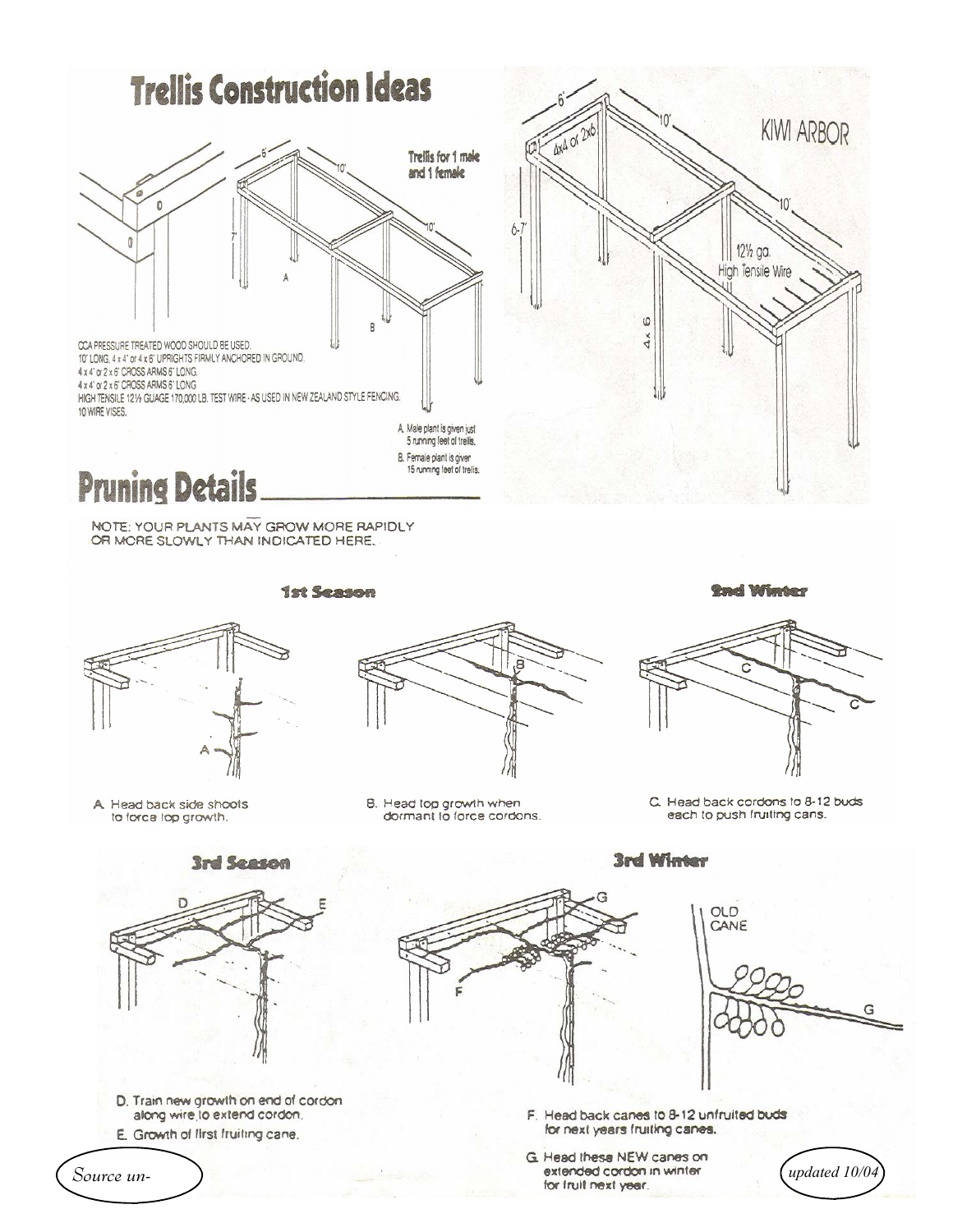# Trellis Construction Ideas

Trellis for 1 male and 1 female

6' 10' 10' 7'

A B

CCA PRESSURE TREATED WOOD SHOULD BE USED.
10' LONG, 4 x 4" or 4 x 6" UPRIGHTS FIRMLY ANCHORED IN GROUND.
4 x 4" or 2 x 6" CROSS ARMS 6' LONG.
4 x 4" or 2 x 6" CROSS ARMS 5' LONG
HIGH TENSILE 12½ GUAGE 170,000 LB. TEST WIRE - AS USED IN NEW ZEALAND STYLE FENCING.
10 WIRE VISES.

A. Male plant is given just 5 running feet of trellis.

B. Female plant is given 15 running feet of trellis.

KIWI ARBOR

6' 10' 10' 4x4 or 2x6 6-7' 4 x 6 12½ ga. High Tensile Wire

# Pruning Details

NOTE: YOUR PLANTS MAY GROW MORE RAPIDLY OR MORE SLOWLY THAN INDICATED HERE.

## 1st Season

A. Head back side shoots to force top growth.

B. Head top growth when dormant to force cordons.

## 2nd Winter

C. Head back cordons to 8-12 buds each to push fruiting cans.

## 3rd Season

D. Train new growth on end of cordon along wire to extend cordon.

E. Growth of first fruiting cane.

## 3rd Winter

OLD CANE

F. Head back canes to 8-12 unfruited buds for next years fruiting canes.

G. Head these NEW canes on extended cordon in winter for fruit next year.

*Source un-*

*updated 10/04*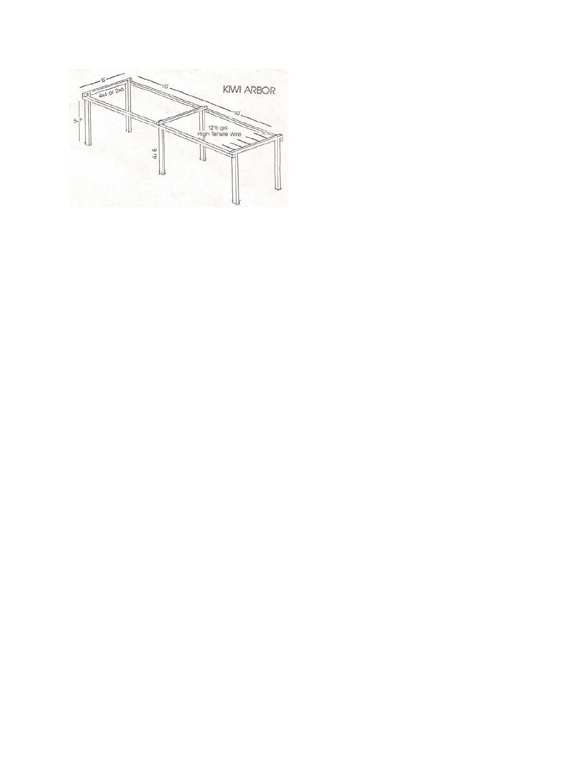KIWI ARBOR

6'

10'

10'

4x4 or 2x6

6-7'

4x6

12½ ga.
High Tensile Wire